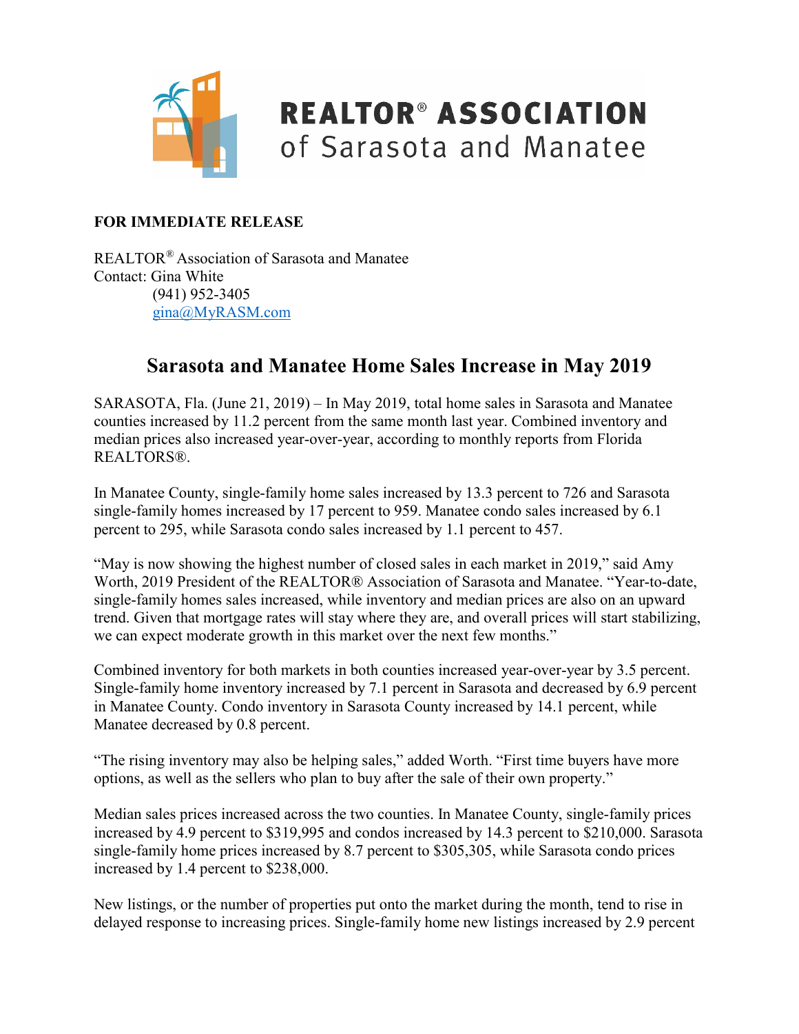REALTOR® ASSOCIATION of Sarasota and Manatee

**FOR IMMEDIATE RELEASE**

REALTOR® Association of Sarasota and Manatee
Contact: Gina White
(941) 952-3405
gina@MyRASM.com

# Sarasota and Manatee Home Sales Increase in May 2019

SARASOTA, Fla. (June 21, 2019) – In May 2019, total home sales in Sarasota and Manatee counties increased by 11.2 percent from the same month last year. Combined inventory and median prices also increased year-over-year, according to monthly reports from Florida REALTORS®.

In Manatee County, single-family home sales increased by 13.3 percent to 726 and Sarasota single-family homes increased by 17 percent to 959. Manatee condo sales increased by 6.1 percent to 295, while Sarasota condo sales increased by 1.1 percent to 457.

"May is now showing the highest number of closed sales in each market in 2019," said Amy Worth, 2019 President of the REALTOR® Association of Sarasota and Manatee. "Year-to-date, single-family homes sales increased, while inventory and median prices are also on an upward trend. Given that mortgage rates will stay where they are, and overall prices will start stabilizing, we can expect moderate growth in this market over the next few months."

Combined inventory for both markets in both counties increased year-over-year by 3.5 percent. Single-family home inventory increased by 7.1 percent in Sarasota and decreased by 6.9 percent in Manatee County. Condo inventory in Sarasota County increased by 14.1 percent, while Manatee decreased by 0.8 percent.

"The rising inventory may also be helping sales," added Worth. "First time buyers have more options, as well as the sellers who plan to buy after the sale of their own property."

Median sales prices increased across the two counties. In Manatee County, single-family prices increased by 4.9 percent to $319,995 and condos increased by 14.3 percent to $210,000. Sarasota single-family home prices increased by 8.7 percent to $305,305, while Sarasota condo prices increased by 1.4 percent to $238,000.

New listings, or the number of properties put onto the market during the month, tend to rise in delayed response to increasing prices. Single-family home new listings increased by 2.9 percent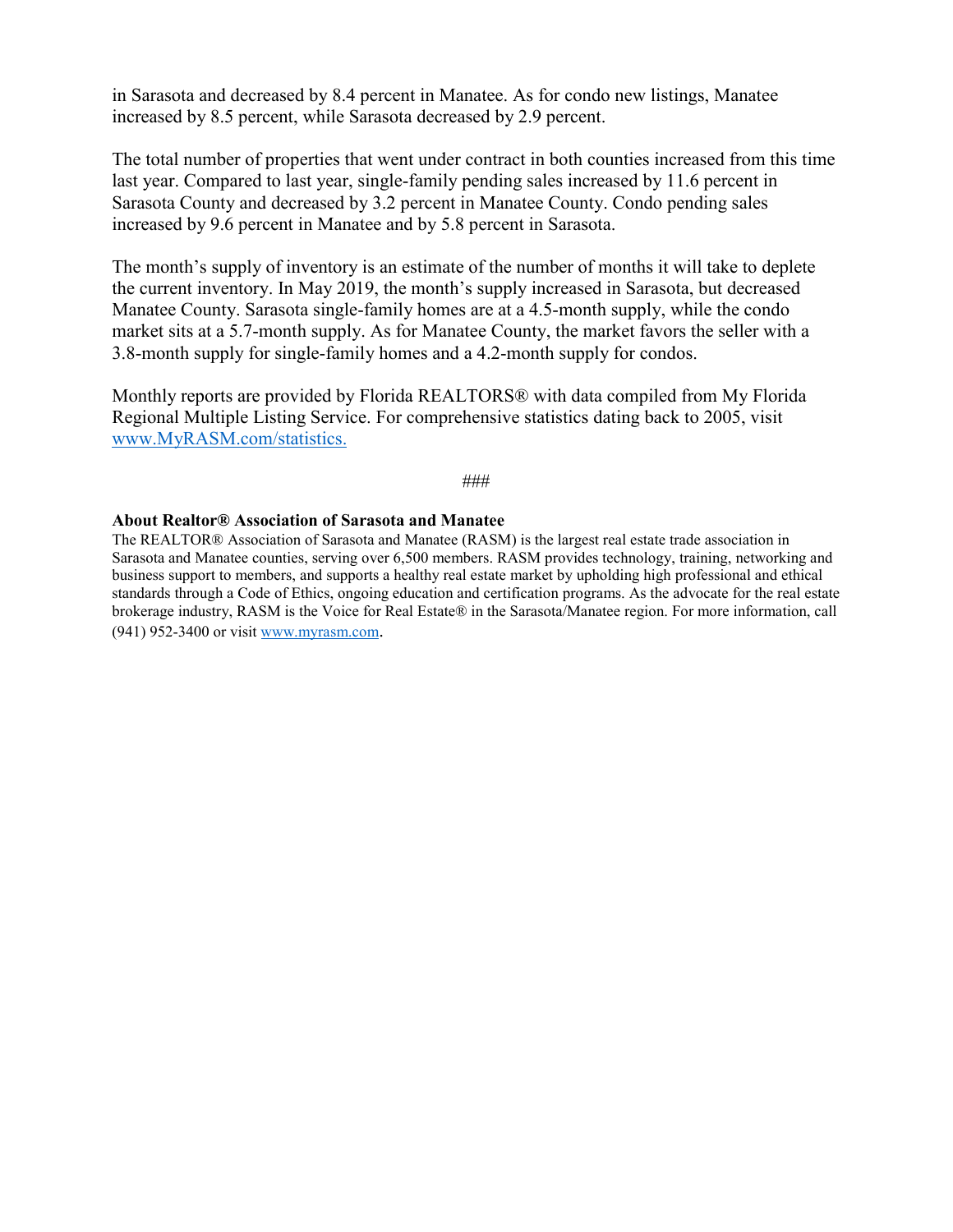in Sarasota and decreased by 8.4 percent in Manatee. As for condo new listings, Manatee increased by 8.5 percent, while Sarasota decreased by 2.9 percent.

The total number of properties that went under contract in both counties increased from this time last year. Compared to last year, single-family pending sales increased by 11.6 percent in Sarasota County and decreased by 3.2 percent in Manatee County. Condo pending sales increased by 9.6 percent in Manatee and by 5.8 percent in Sarasota.

The month's supply of inventory is an estimate of the number of months it will take to deplete the current inventory. In May 2019, the month's supply increased in Sarasota, but decreased Manatee County. Sarasota single-family homes are at a 4.5-month supply, while the condo market sits at a 5.7-month supply. As for Manatee County, the market favors the seller with a 3.8-month supply for single-family homes and a 4.2-month supply for condos.

Monthly reports are provided by Florida REALTORS® with data compiled from My Florida Regional Multiple Listing Service. For comprehensive statistics dating back to 2005, visit [www.MyRASM.com/statistics.](http://www.MyRASM.com/statistics)

###

**About Realtor® Association of Sarasota and Manatee**

The REALTOR® Association of Sarasota and Manatee (RASM) is the largest real estate trade association in Sarasota and Manatee counties, serving over 6,500 members. RASM provides technology, training, networking and business support to members, and supports a healthy real estate market by upholding high professional and ethical standards through a Code of Ethics, ongoing education and certification programs. As the advocate for the real estate brokerage industry, RASM is the Voice for Real Estate® in the Sarasota/Manatee region. For more information, call (941) 952-3400 or visit [www.myrasm.com](http://www.myrasm.com).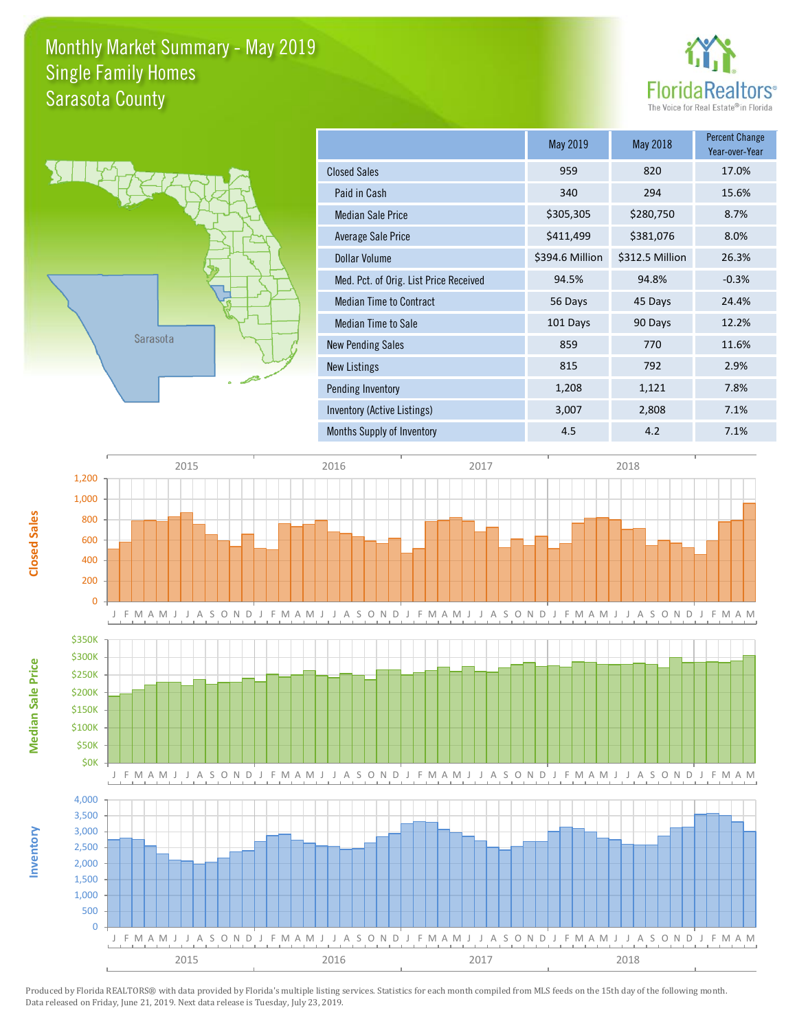# Monthly Market Summary - May 2019
## Single Family Homes
## Sarasota County

FloridaRealtors® The Voice for Real Estate® in Florida

| | May 2019 | May 2018 | Percent Change Year-over-Year |
|---|---|---|---|
| Closed Sales | 959 | 820 | 17.0% |
| Paid in Cash | 340 | 294 | 15.6% |
| Median Sale Price | $305,305 | $280,750 | 8.7% |
| Average Sale Price | $411,499 | $381,076 | 8.0% |
| Dollar Volume | $394.6 Million | $312.5 Million | 26.3% |
| Med. Pct. of Orig. List Price Received | 94.5% | 94.8% | -0.3% |
| Median Time to Contract | 56 Days | 45 Days | 24.4% |
| Median Time to Sale | 101 Days | 90 Days | 12.2% |
| New Pending Sales | 859 | 770 | 11.6% |
| New Listings | 815 | 792 | 2.9% |
| Pending Inventory | 1,208 | 1,121 | 7.8% |
| Inventory (Active Listings) | 3,007 | 2,808 | 7.1% |
| Months Supply of Inventory | 4.5 | 4.2 | 7.1% |

Produced by Florida REALTORS® with data provided by Florida's multiple listing services. Statistics for each month compiled from MLS feeds on the 15th day of the following month. Data released on Friday, June 21, 2019. Next data release is Tuesday, July 23, 2019.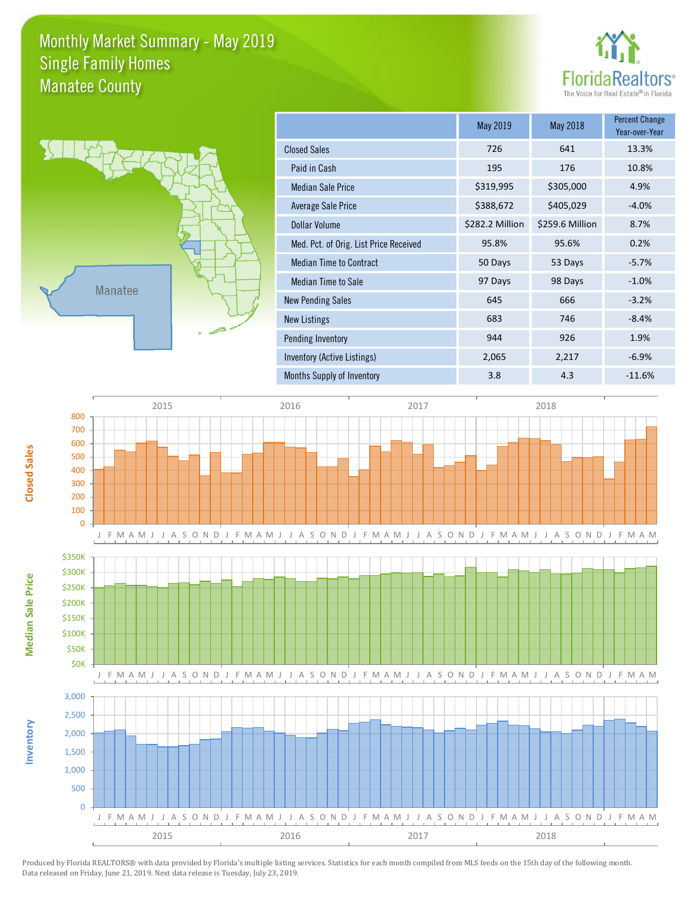# Monthly Market Summary - May 2019
## Single Family Homes
## Manatee County

FloridaRealtors® The Voice for Real Estate® in Florida

| | May 2019 | May 2018 | Percent Change Year-over-Year |
|---|---|---|---|
| Closed Sales | 726 | 641 | 13.3% |
| Paid in Cash | 195 | 176 | 10.8% |
| Median Sale Price | $319,995 | $305,000 | 4.9% |
| Average Sale Price | $388,672 | $405,029 | -4.0% |
| Dollar Volume | $282.2 Million | $259.6 Million | 8.7% |
| Med. Pct. of Orig. List Price Received | 95.8% | 95.6% | 0.2% |
| Median Time to Contract | 50 Days | 53 Days | -5.7% |
| Median Time to Sale | 97 Days | 98 Days | -1.0% |
| New Pending Sales | 645 | 666 | -3.2% |
| New Listings | 683 | 746 | -8.4% |
| Pending Inventory | 944 | 926 | 1.9% |
| Inventory (Active Listings) | 2,065 | 2,217 | -6.9% |
| Months Supply of Inventory | 3.8 | 4.3 | -11.6% |

Produced by Florida REALTORS® with data provided by Florida's multiple listing services. Statistics for each month compiled from MLS feeds on the 15th day of the following month. Data released on Friday, June 21, 2019. Next data release is Tuesday, July 23, 2019.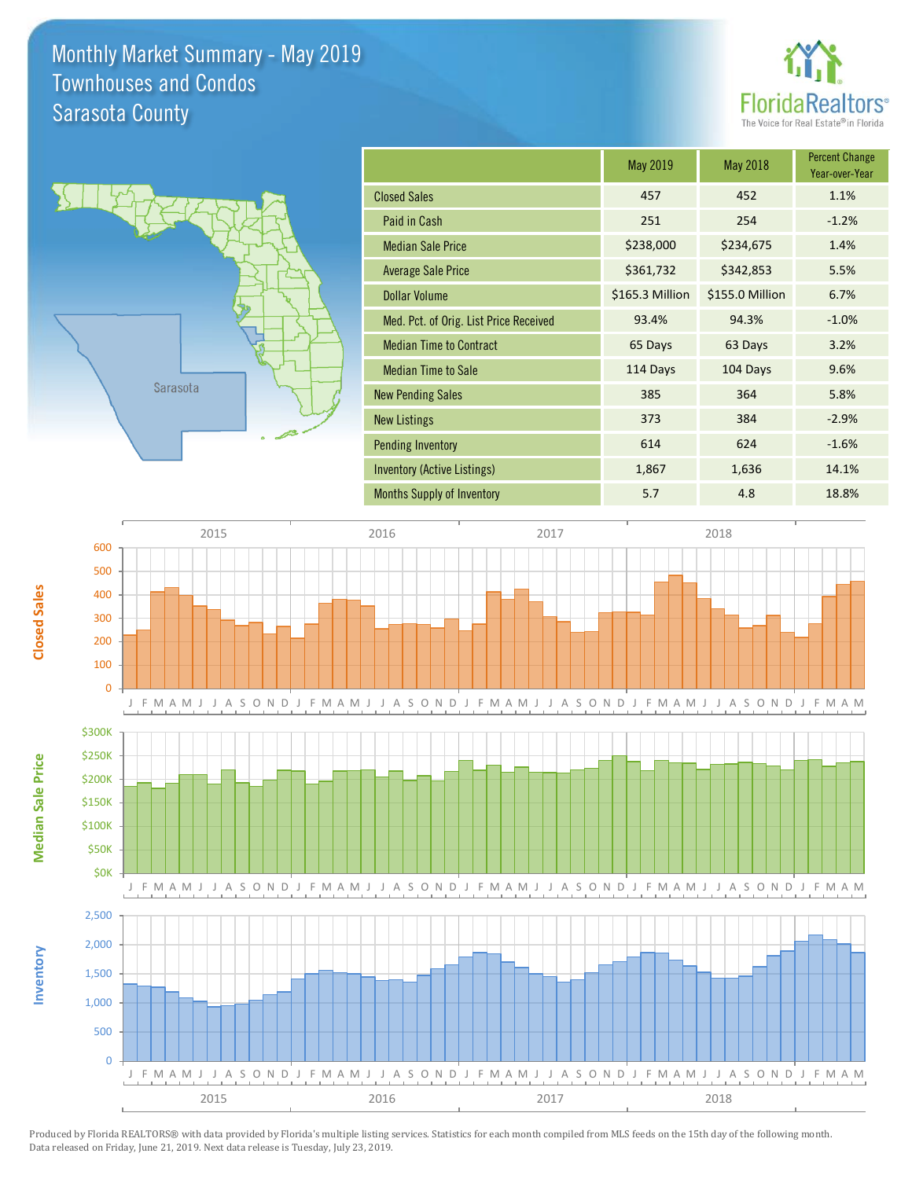# Monthly Market Summary - May 2019
## Townhouses and Condos
## Sarasota County

| | May 2019 | May 2018 | Percent Change Year-over-Year |
|---|---|---|---|
| Closed Sales | 457 | 452 | 1.1% |
| Paid in Cash | 251 | 254 | -1.2% |
| Median Sale Price | $238,000 | $234,675 | 1.4% |
| Average Sale Price | $361,732 | $342,853 | 5.5% |
| Dollar Volume | $165.3 Million | $155.0 Million | 6.7% |
| Med. Pct. of Orig. List Price Received | 93.4% | 94.3% | -1.0% |
| Median Time to Contract | 65 Days | 63 Days | 3.2% |
| Median Time to Sale | 114 Days | 104 Days | 9.6% |
| New Pending Sales | 385 | 364 | 5.8% |
| New Listings | 373 | 384 | -2.9% |
| Pending Inventory | 614 | 624 | -1.6% |
| Inventory (Active Listings) | 1,867 | 1,636 | 14.1% |
| Months Supply of Inventory | 5.7 | 4.8 | 18.8% |

Produced by Florida REALTORS® with data provided by Florida's multiple listing services. Statistics for each month compiled from MLS feeds on the 15th day of the following month. Data released on Friday, June 21, 2019. Next data release is Tuesday, July 23, 2019.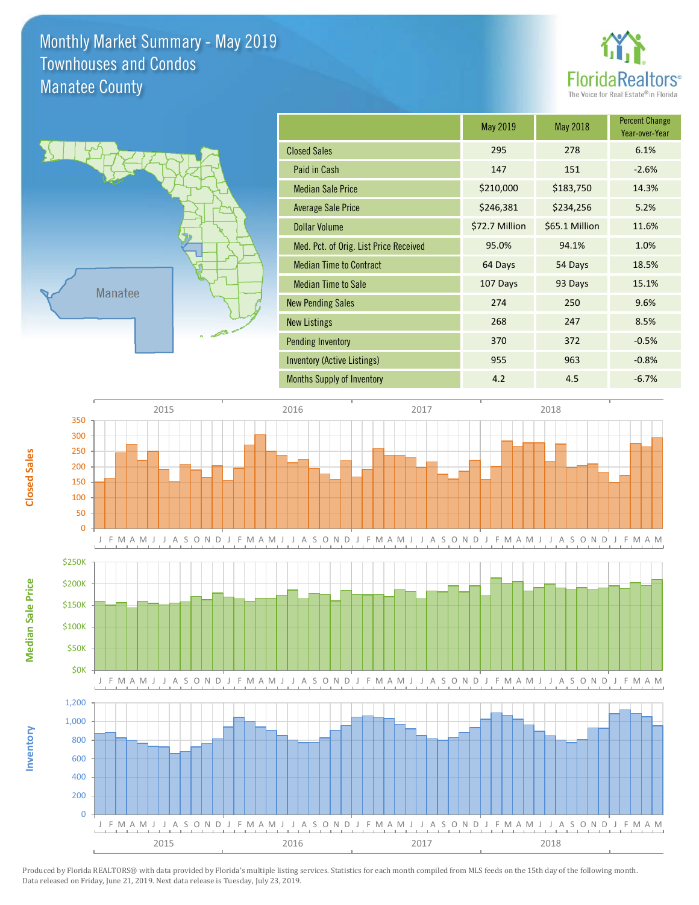# Monthly Market Summary - May 2019
## Townhouses and Condos
## Manatee County

FloridaRealtors® The Voice for Real Estate® in Florida

| | May 2019 | May 2018 | Percent Change Year-over-Year |
|---|---|---|---|
| Closed Sales | 295 | 278 | 6.1% |
| Paid in Cash | 147 | 151 | -2.6% |
| Median Sale Price | $210,000 | $183,750 | 14.3% |
| Average Sale Price | $246,381 | $234,256 | 5.2% |
| Dollar Volume | $72.7 Million | $65.1 Million | 11.6% |
| Med. Pct. of Orig. List Price Received | 95.0% | 94.1% | 1.0% |
| Median Time to Contract | 64 Days | 54 Days | 18.5% |
| Median Time to Sale | 107 Days | 93 Days | 15.1% |
| New Pending Sales | 274 | 250 | 9.6% |
| New Listings | 268 | 247 | 8.5% |
| Pending Inventory | 370 | 372 | -0.5% |
| Inventory (Active Listings) | 955 | 963 | -0.8% |
| Months Supply of Inventory | 4.2 | 4.5 | -6.7% |

Closed Sales

Median Sale Price

Inventory

Produced by Florida REALTORS® with data provided by Florida's multiple listing services. Statistics for each month compiled from MLS feeds on the 15th day of the following month. Data released on Friday, June 21, 2019. Next data release is Tuesday, July 23, 2019.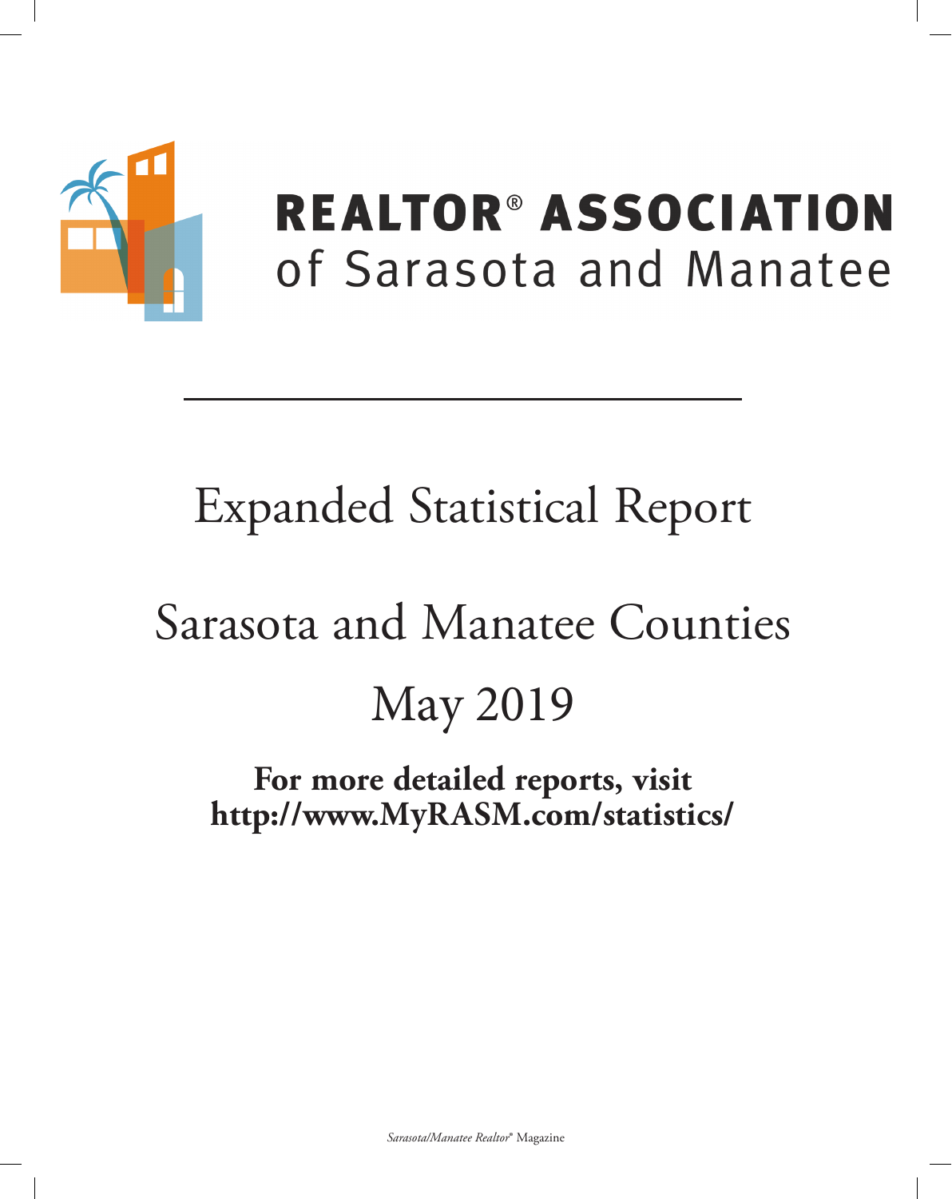# REALTOR® ASSOCIATION

## of Sarasota and Manatee

# Expanded Statistical Report

## Sarasota and Manatee Counties

## May 2019

**For more detailed reports, visit http://www.MyRASM.com/statistics/**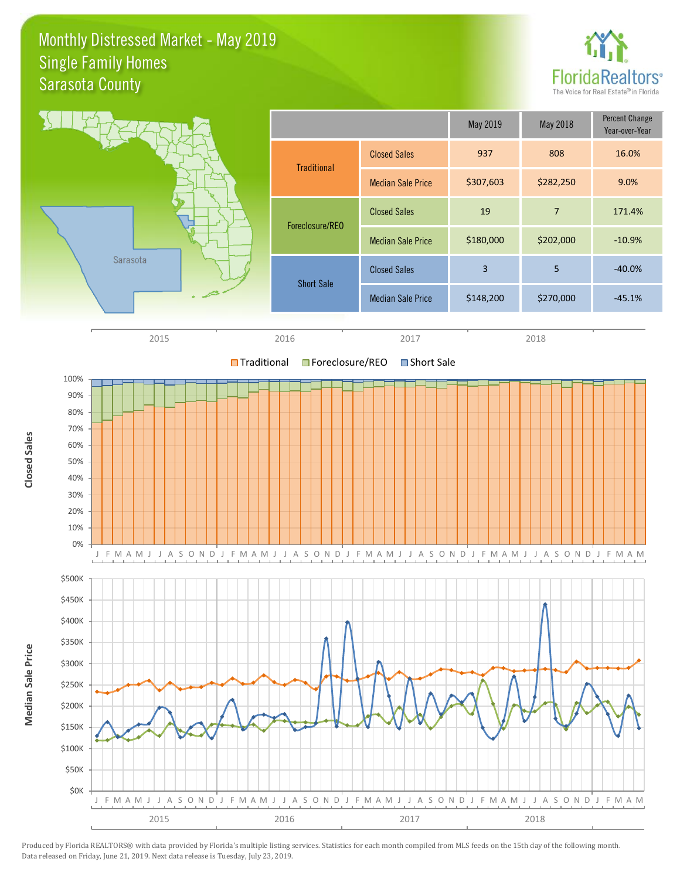# Monthly Distressed Market - May 2019
## Single Family Homes
## Sarasota County

| | | May 2019 | May 2018 | Percent Change Year-over-Year |
|---|---|---|---|---|
| Traditional | Closed Sales | 937 | 808 | 16.0% |
| | Median Sale Price | $307,603 | $282,250 | 9.0% |
| Foreclosure/REO | Closed Sales | 19 | 7 | 171.4% |
| | Median Sale Price | $180,000 | $202,000 | -10.9% |
| Short Sale | Closed Sales | 3 | 5 | -40.0% |
| | Median Sale Price | $148,200 | $270,000 | -45.1% |

Produced by Florida REALTORS® with data provided by Florida's multiple listing services. Statistics for each month compiled from MLS feeds on the 15th day of the following month. Data released on Friday, June 21, 2019. Next data release is Tuesday, July 23, 2019.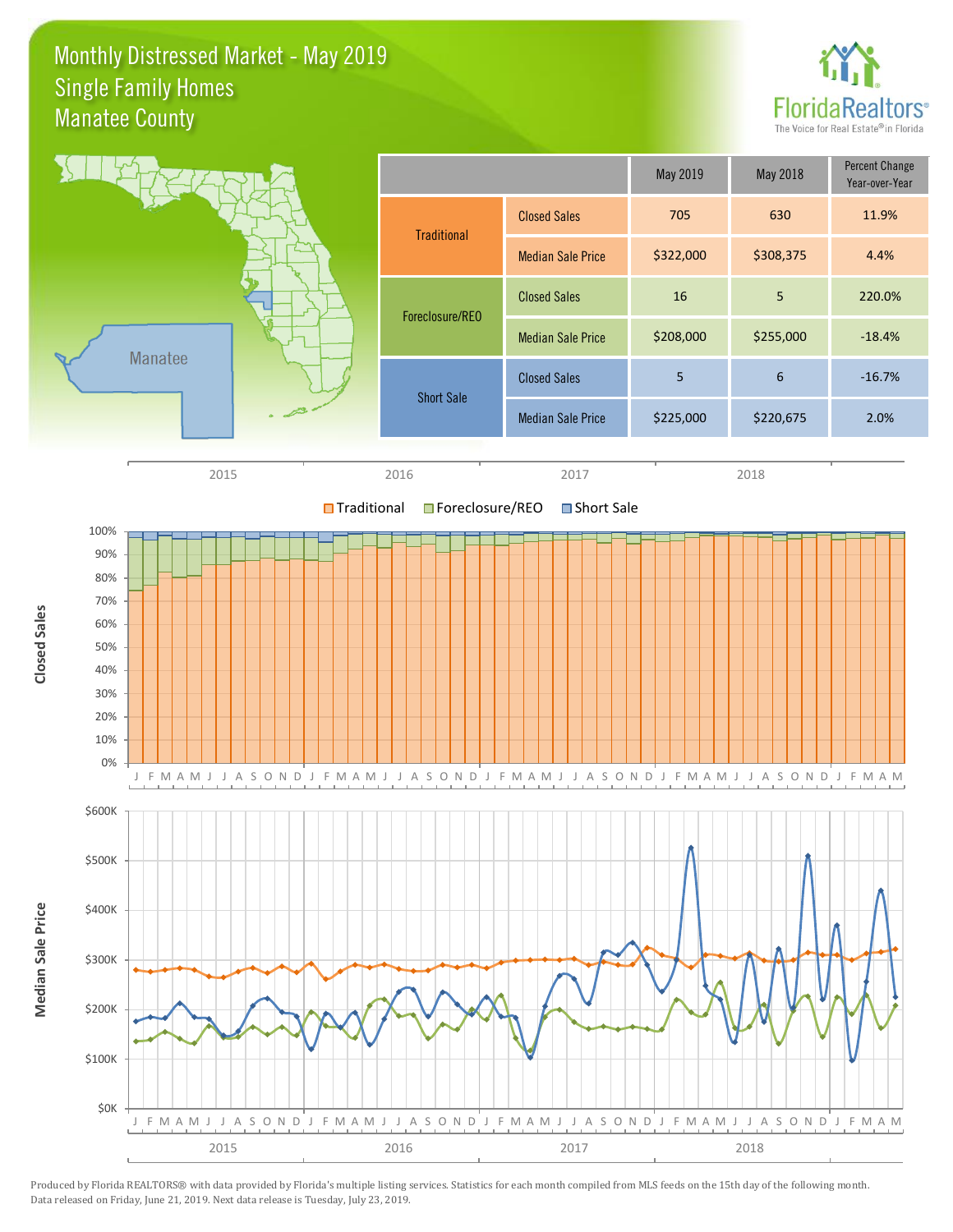# Monthly Distressed Market - May 2019
## Single Family Homes
## Manatee County

FloridaRealtors
The Voice for Real Estate® in Florida

Manatee

| | | May 2019 | May 2018 | Percent Change Year-over-Year |
|---|---|---|---|---|
| Traditional | Closed Sales | 705 | 630 | 11.9% |
| | Median Sale Price | $322,000 | $308,375 | 4.4% |
| Foreclosure/REO | Closed Sales | 16 | 5 | 220.0% |
| | Median Sale Price | $208,000 | $255,000 | -18.4% |
| Short Sale | Closed Sales | 5 | 6 | -16.7% |
| | Median Sale Price | $225,000 | $220,675 | 2.0% |

Produced by Florida REALTORS® with data provided by Florida's multiple listing services. Statistics for each month compiled from MLS feeds on the 15th day of the following month. Data released on Friday, June 21, 2019. Next data release is Tuesday, July 23, 2019.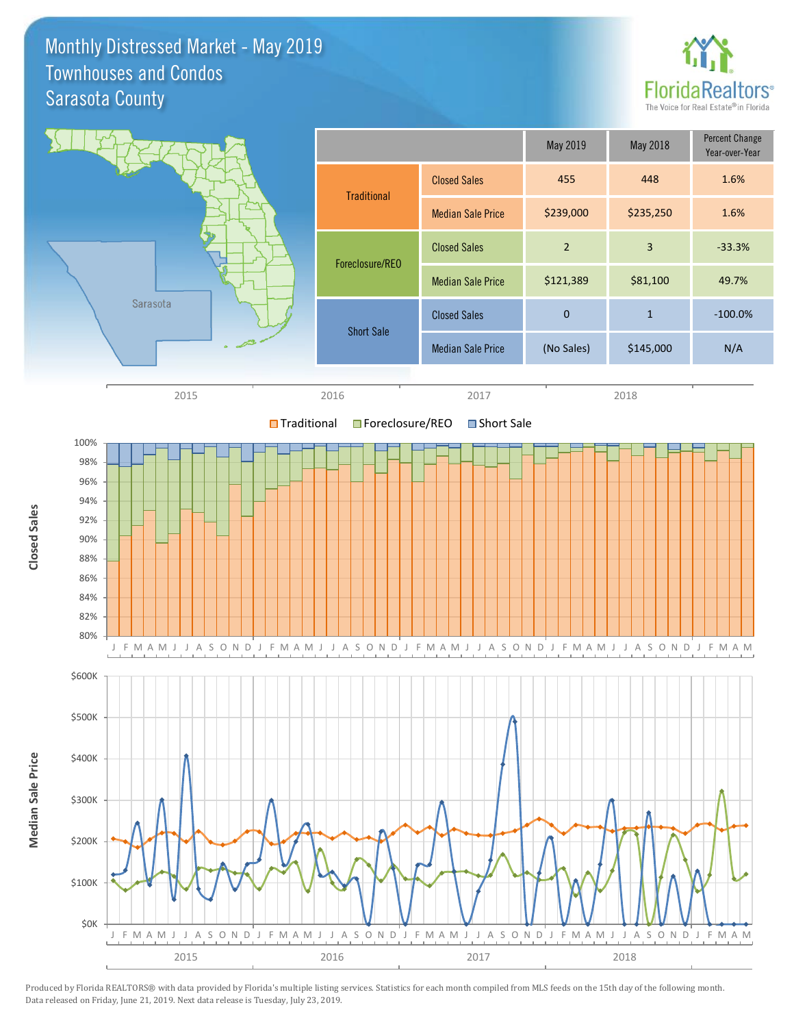# Monthly Distressed Market - May 2019
## Townhouses and Condos
## Sarasota County

| | | May 2019 | May 2018 | Percent Change Year-over-Year |
|---|---|---|---|---|
| Traditional | Closed Sales | 455 | 448 | 1.6% |
| | Median Sale Price | $239,000 | $235,250 | 1.6% |
| Foreclosure/REO | Closed Sales | 2 | 3 | -33.3% |
| | Median Sale Price | $121,389 | $81,100 | 49.7% |
| Short Sale | Closed Sales | 0 | 1 | -100.0% |
| | Median Sale Price | (No Sales) | $145,000 | N/A |

Produced by Florida REALTORS® with data provided by Florida's multiple listing services. Statistics for each month compiled from MLS feeds on the 15th day of the following month. Data released on Friday, June 21, 2019. Next data release is Tuesday, July 23, 2019.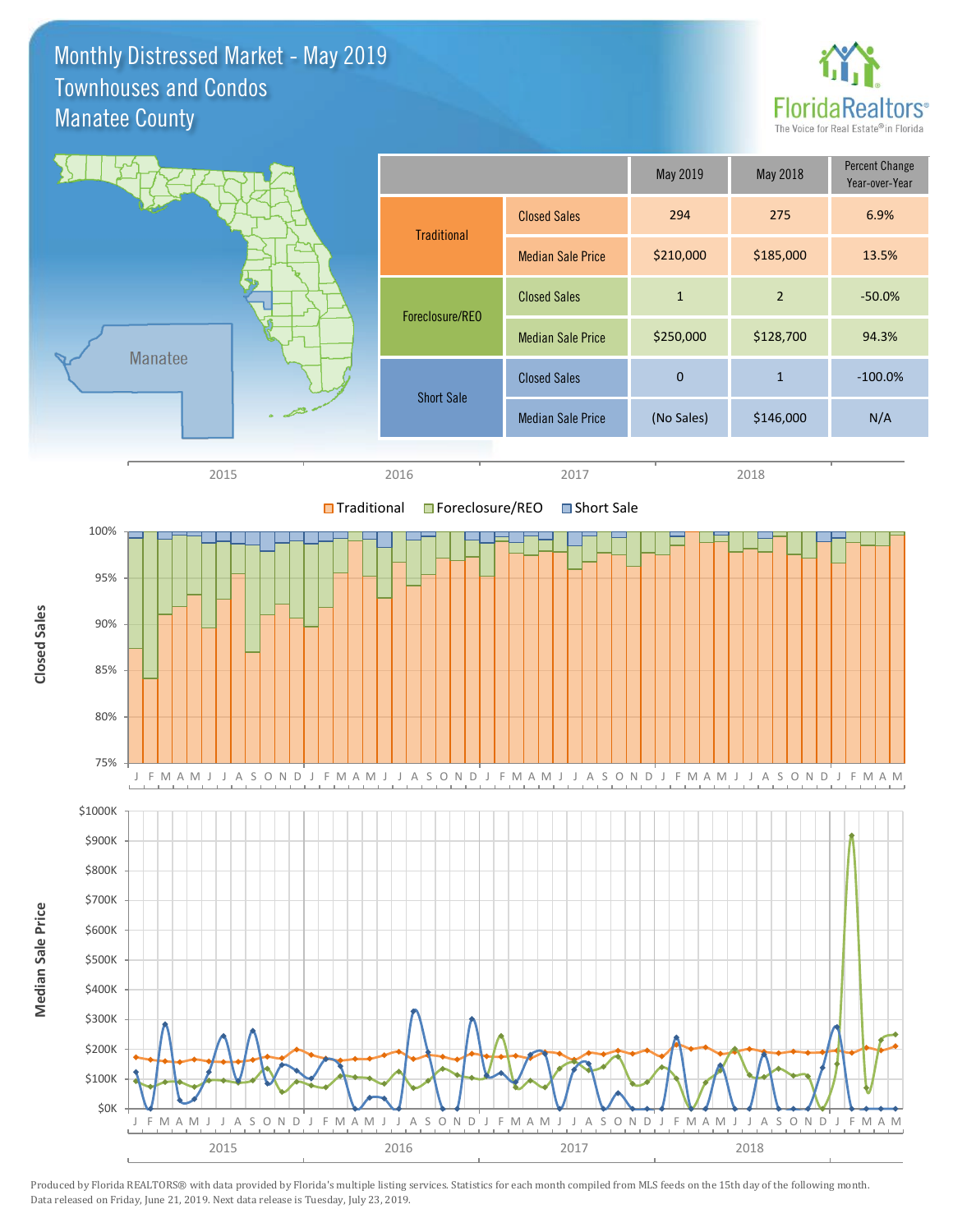# Monthly Distressed Market - May 2019
## Townhouses and Condos
## Manatee County

FloridaRealtors®
The Voice for Real Estate® in Florida

Manatee

| | | May 2019 | May 2018 | Percent Change Year-over-Year |
|---|---|---|---|---|
| Traditional | Closed Sales | 294 | 275 | 6.9% |
| | Median Sale Price | $210,000 | $185,000 | 13.5% |
| Foreclosure/REO | Closed Sales | 1 | 2 | -50.0% |
| | Median Sale Price | $250,000 | $128,700 | 94.3% |
| Short Sale | Closed Sales | 0 | 1 | -100.0% |
| | Median Sale Price | (No Sales) | $146,000 | N/A |

2015 2016 2017 2018

Traditional Foreclosure/REO Short Sale

Closed Sales

100%
95%
90%
85%
80%
75%

J F M A M J J A S O N D J F M A M J J A S O N D J F M A M J J A S O N D J F M A M J J A S O N D J F M A M

Median Sale Price

$1000K
$900K
$800K
$700K
$600K
$500K
$400K
$300K
$200K
$100K
$0K

J F M A M J J A S O N D J F M A M J J A S O N D J F M A M J J A S O N D J F M A M J J A S O N D J F M A M

2015 2016 2017 2018

Produced by Florida REALTORS® with data provided by Florida's multiple listing services. Statistics for each month compiled from MLS feeds on the 15th day of the following month. Data released on Friday, June 21, 2019. Next data release is Tuesday, July 23, 2019.